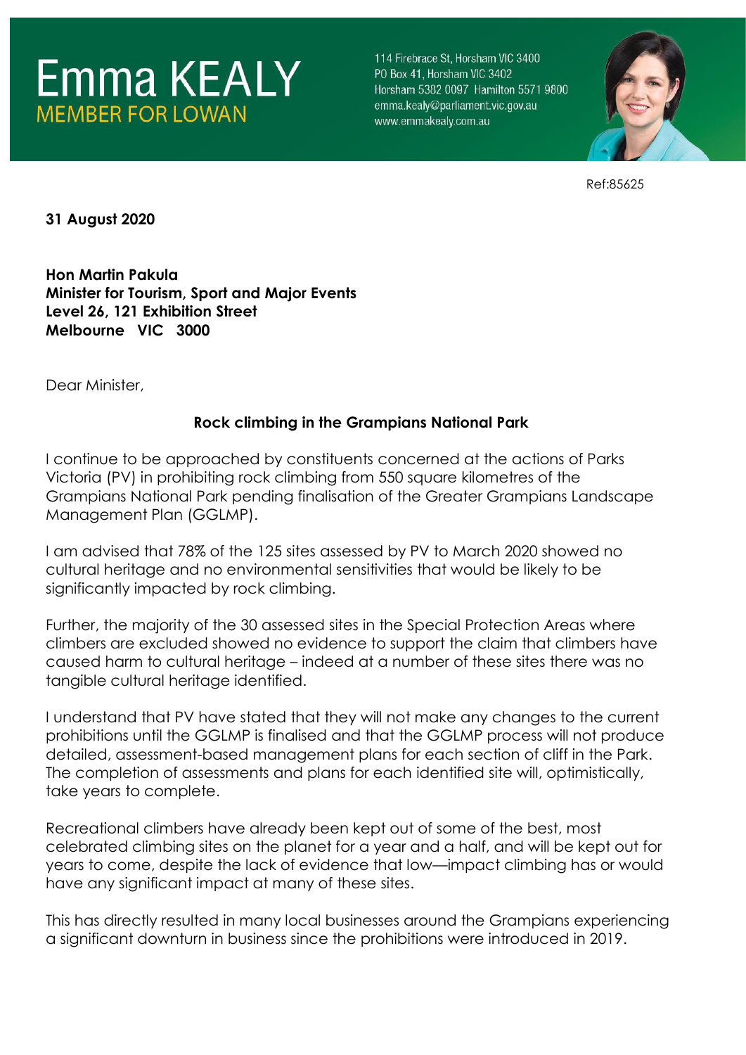# Emma KEALY
## MEMBER FOR LOWAN

114 Firebrace St, Horsham VIC 3400
PO Box 41, Horsham VIC 3402
Horsham 5382 0097 Hamilton 5571 9800
emma.kealy@parliament.vic.gov.au
www.emmakealy.com.au

Ref:85625

**31 August 2020**

**Hon Martin Pakula**
**Minister for Tourism, Sport and Major Events**
**Level 26, 121 Exhibition Street**
**Melbourne VIC 3000**

Dear Minister,

**Rock climbing in the Grampians National Park**

I continue to be approached by constituents concerned at the actions of Parks Victoria (PV) in prohibiting rock climbing from 550 square kilometres of the Grampians National Park pending finalisation of the Greater Grampians Landscape Management Plan (GGLMP).

I am advised that 78% of the 125 sites assessed by PV to March 2020 showed no cultural heritage and no environmental sensitivities that would be likely to be significantly impacted by rock climbing.

Further, the majority of the 30 assessed sites in the Special Protection Areas where climbers are excluded showed no evidence to support the claim that climbers have caused harm to cultural heritage – indeed at a number of these sites there was no tangible cultural heritage identified.

I understand that PV have stated that they will not make any changes to the current prohibitions until the GGLMP is finalised and that the GGLMP process will not produce detailed, assessment-based management plans for each section of cliff in the Park. The completion of assessments and plans for each identified site will, optimistically, take years to complete.

Recreational climbers have already been kept out of some of the best, most celebrated climbing sites on the planet for a year and a half, and will be kept out for years to come, despite the lack of evidence that low—impact climbing has or would have any significant impact at many of these sites.

This has directly resulted in many local businesses around the Grampians experiencing a significant downturn in business since the prohibitions were introduced in 2019.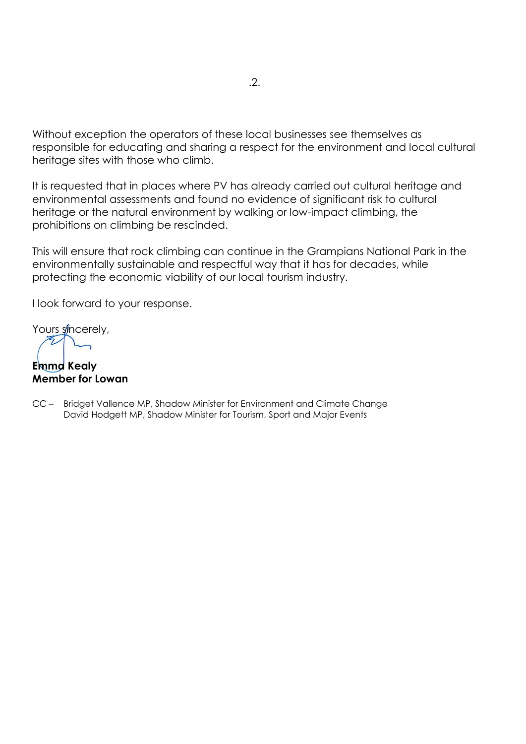Without exception the operators of these local businesses see themselves as responsible for educating and sharing a respect for the environment and local cultural heritage sites with those who climb.

It is requested that in places where PV has already carried out cultural heritage and environmental assessments and found no evidence of significant risk to cultural heritage or the natural environment by walking or low-impact climbing, the prohibitions on climbing be rescinded.

This will ensure that rock climbing can continue in the Grampians National Park in the environmentally sustainable and respectful way that it has for decades, while protecting the economic viability of our local tourism industry.

I look forward to your response.

Yours sincerely,

**Emma Kealy**
**Member for Lowan**

CC – Bridget Vallence MP, Shadow Minister for Environment and Climate Change
David Hodgett MP, Shadow Minister for Tourism, Sport and Major Events